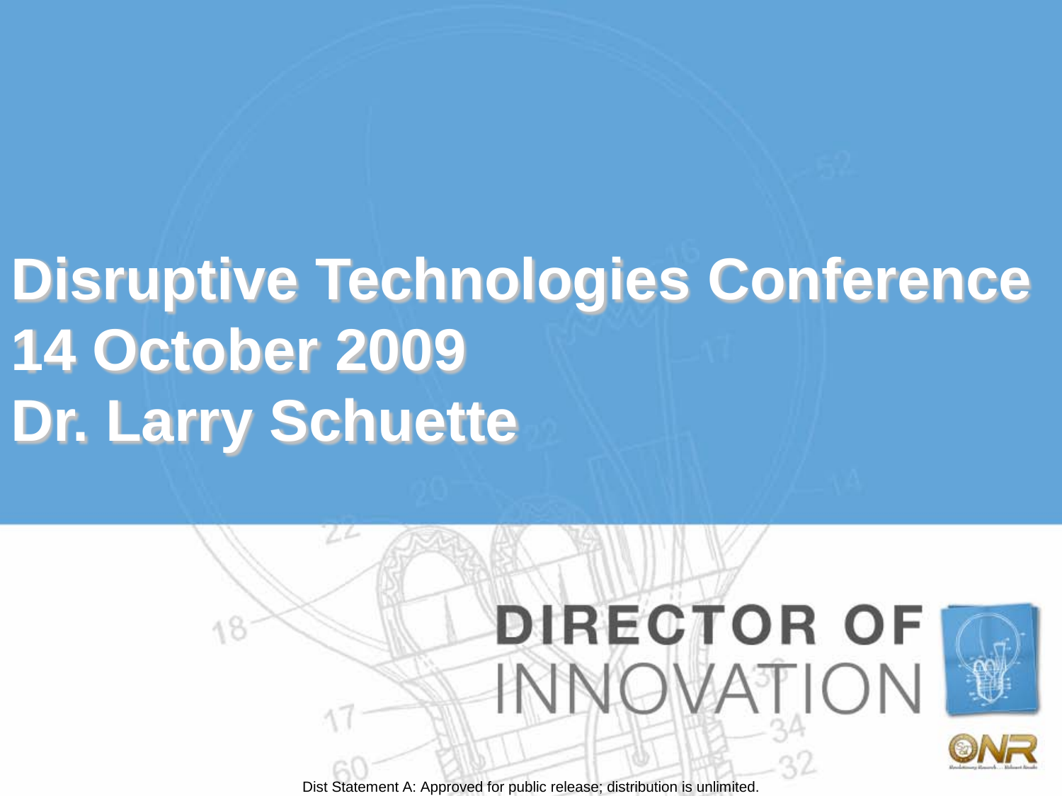# Disruptive Technologies Conference
# 14 October 2009
# Dr. Larry Schuette

**DIRECTOR OF**
INNOVATION

Dist Statement A: Approved for public release; distribution is unlimited.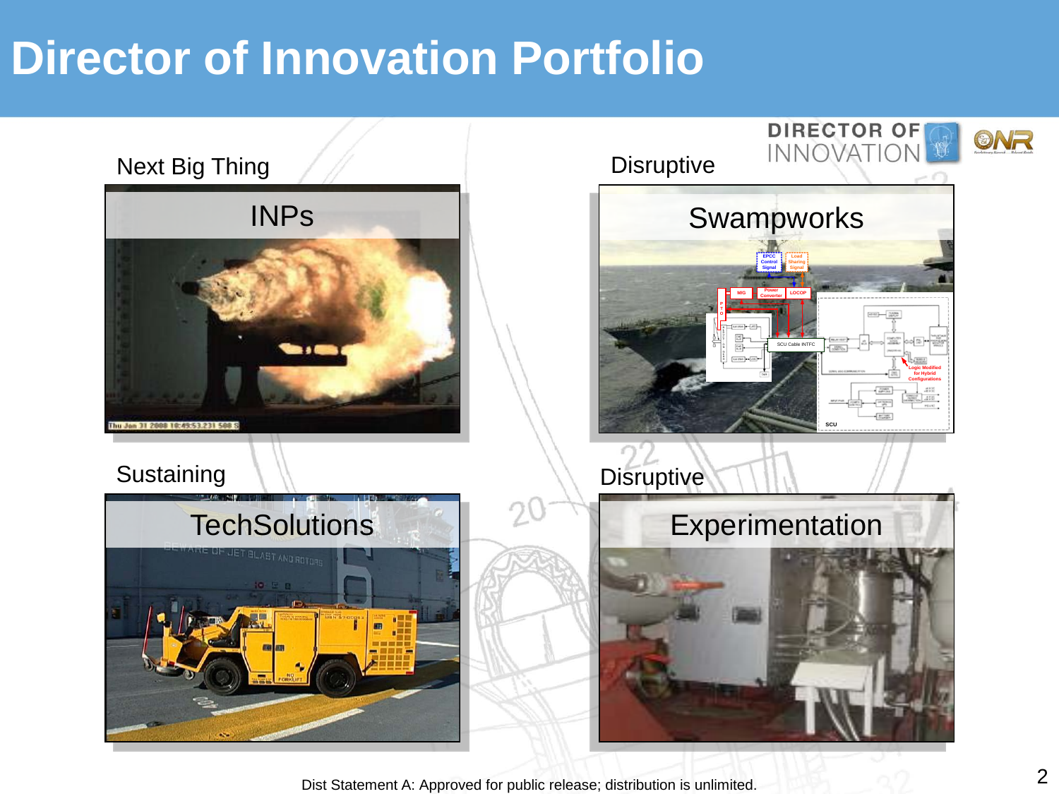# Director of Innovation Portfolio

DIRECTOR OF INNOVATION

**Next Big Thing**

INPs

**Disruptive**

Swampworks

**Sustaining**

TechSolutions

**Disruptive**

Experimentation

Dist Statement A: Approved for public release; distribution is unlimited.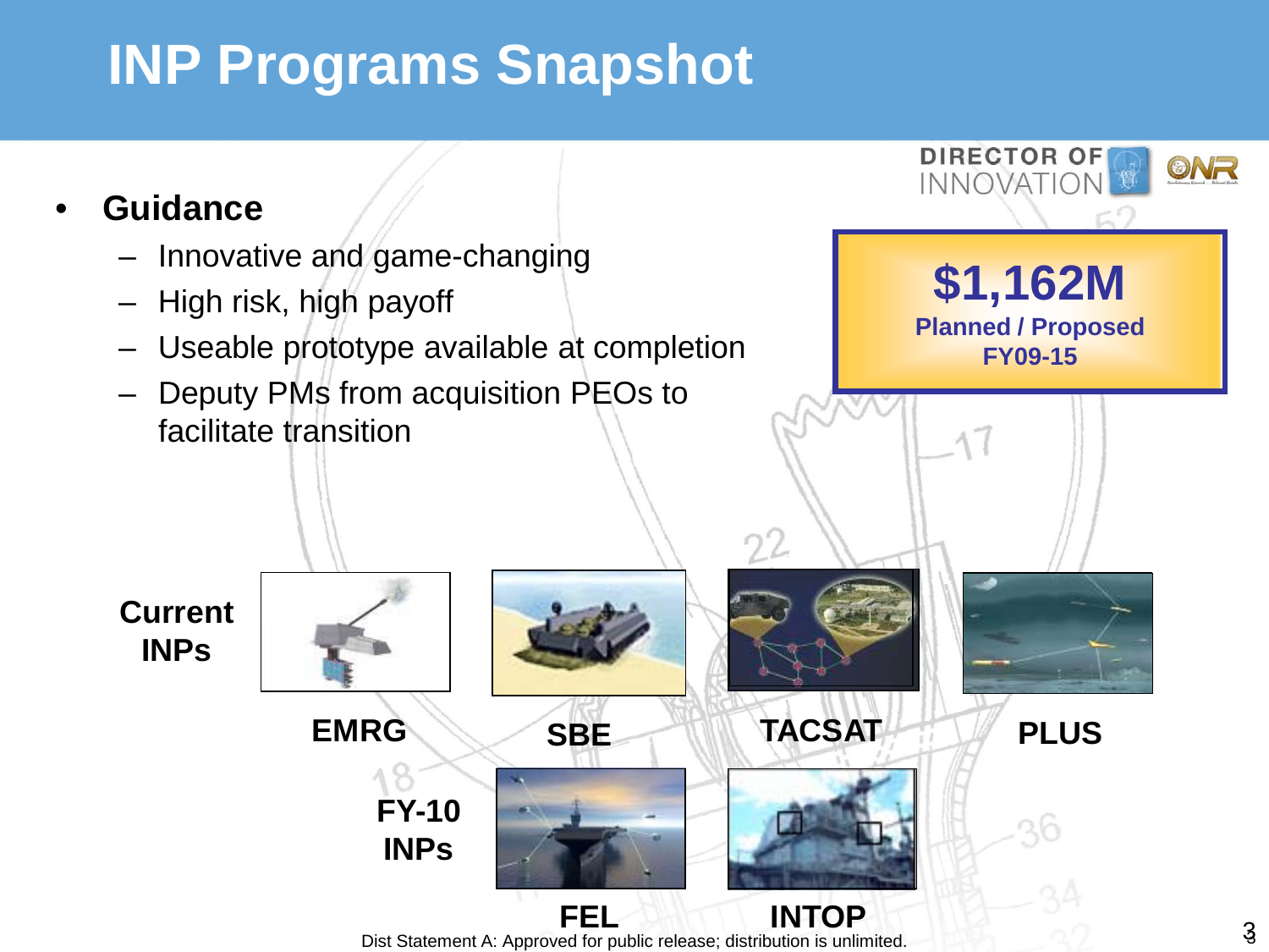# INP Programs Snapshot

DIRECTOR OF INNOVATION

- **Guidance**
  - Innovative and game-changing
  - High risk, high payoff
  - Useable prototype available at completion
  - Deputy PMs from acquisition PEOs to facilitate transition

**$1,162M**
**Planned / Proposed**
**FY09-15**

**Current INPs**

**EMRG** **SBE** **TACSAT** **PLUS**

**FY-10 INPs**

**FEL** **INTOP**

Dist Statement A: Approved for public release; distribution is unlimited.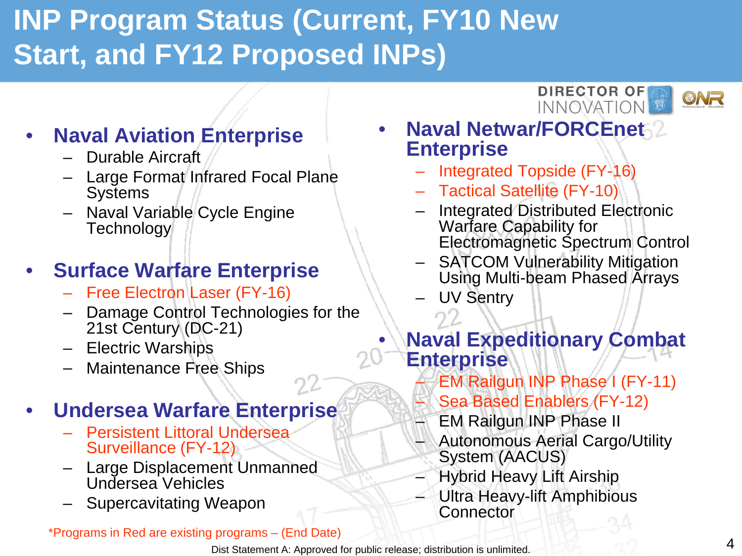# INP Program Status (Current, FY10 New Start, and FY12 Proposed INPs)

- **Naval Aviation Enterprise**
  - Durable Aircraft
  - Large Format Infrared Focal Plane Systems
  - Naval Variable Cycle Engine Technology
- **Surface Warfare Enterprise**
  - Free Electron Laser (FY-16)
  - Damage Control Technologies for the 21st Century (DC-21)
  - Electric Warships
  - Maintenance Free Ships
- **Undersea Warfare Enterprise**
  - Persistent Littoral Undersea Surveillance (FY-12)
  - Large Displacement Unmanned Undersea Vehicles
  - Supercavitating Weapon
- **Naval Netwar/FORCEnet Enterprise**
  - Integrated Topside (FY-16)
  - Tactical Satellite (FY-10)
  - Integrated Distributed Electronic Warfare Capability for Electromagnetic Spectrum Control
  - SATCOM Vulnerability Mitigation Using Multi-beam Phased Arrays
  - UV Sentry
- **Naval Expeditionary Combat Enterprise**
  - EM Railgun INP Phase I (FY-11)
  - Sea Based Enablers (FY-12)
  - EM Railgun INP Phase II
  - Autonomous Aerial Cargo/Utility System (AACUS)
  - Hybrid Heavy Lift Airship
  - Ultra Heavy-lift Amphibious Connector

*Programs in Red are existing programs – (End Date)

Dist Statement A: Approved for public release; distribution is unlimited.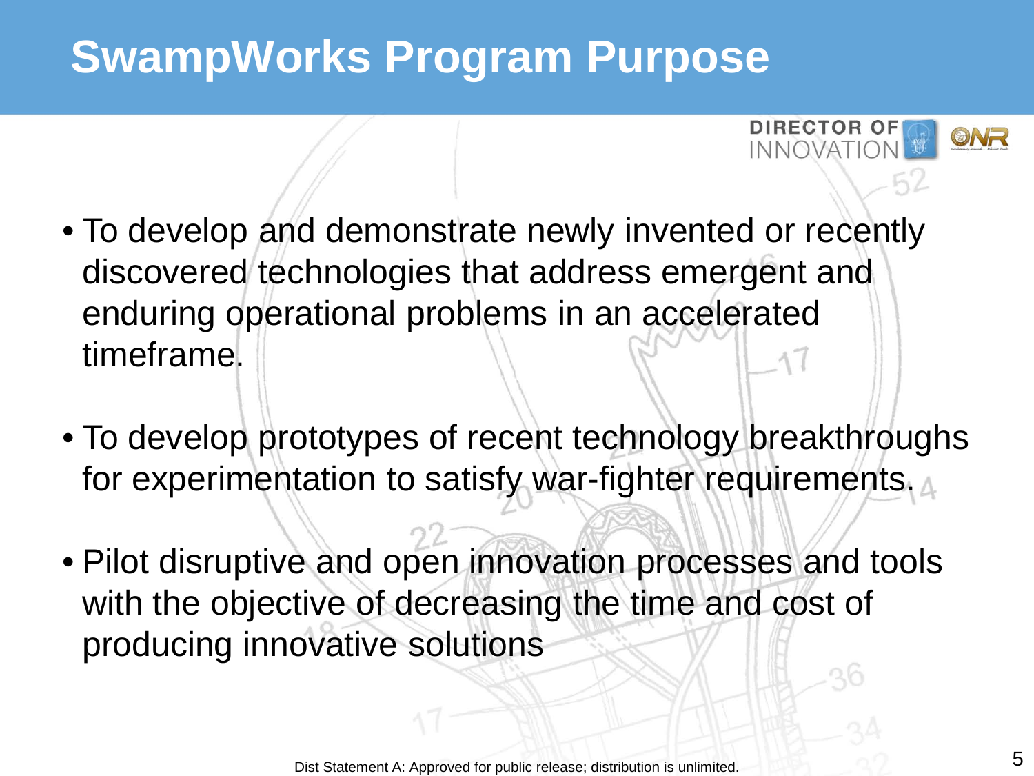# SwampWorks Program Purpose

- To develop and demonstrate newly invented or recently discovered technologies that address emergent and enduring operational problems in an accelerated timeframe.
- To develop prototypes of recent technology breakthroughs for experimentation to satisfy war-fighter requirements.
- Pilot disruptive and open innovation processes and tools with the objective of decreasing the time and cost of producing innovative solutions

Dist Statement A: Approved for public release; distribution is unlimited.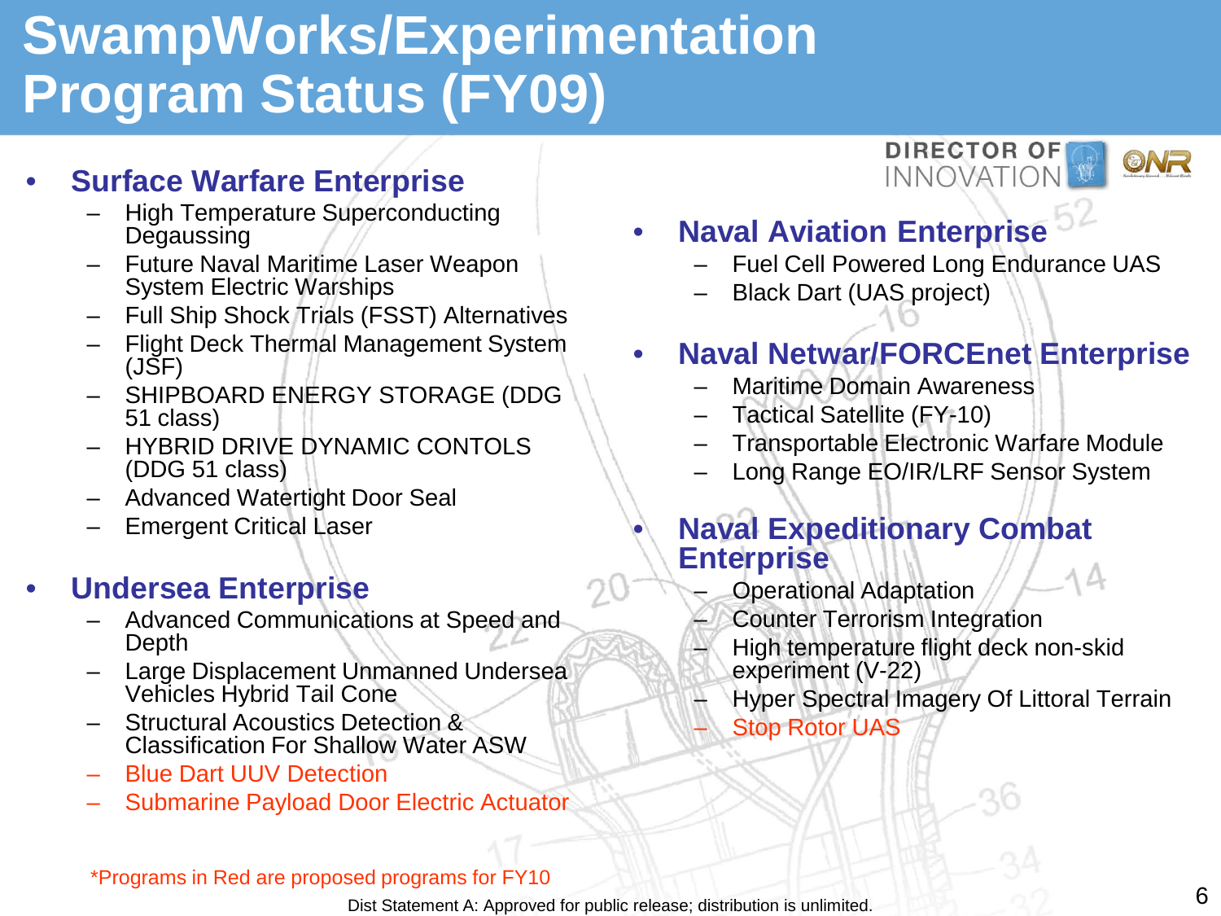# SwampWorks/Experimentation Program Status (FY09)

- **Surface Warfare Enterprise**
  - High Temperature Superconducting Degaussing
  - Future Naval Maritime Laser Weapon System Electric Warships
  - Full Ship Shock Trials (FSST) Alternatives
  - Flight Deck Thermal Management System (JSF)
  - SHIPBOARD ENERGY STORAGE (DDG 51 class)
  - HYBRID DRIVE DYNAMIC CONTOLS (DDG 51 class)
  - Advanced Watertight Door Seal
  - Emergent Critical Laser

- **Undersea Enterprise**
  - Advanced Communications at Speed and Depth
  - Large Displacement Unmanned Undersea Vehicles Hybrid Tail Cone
  - Structural Acoustics Detection & Classification For Shallow Water ASW
  - Blue Dart UUV Detection
  - Submarine Payload Door Electric Actuator

- **Naval Aviation Enterprise**
  - Fuel Cell Powered Long Endurance UAS
  - Black Dart (UAS project)

- **Naval Netwar/FORCEnet Enterprise**
  - Maritime Domain Awareness
  - Tactical Satellite (FY-10)
  - Transportable Electronic Warfare Module
  - Long Range EO/IR/LRF Sensor System

- **Naval Expeditionary Combat Enterprise**
  - Operational Adaptation
  - Counter Terrorism Integration
  - High temperature flight deck non-skid experiment (V-22)
  - Hyper Spectral Imagery Of Littoral Terrain
  - Stop Rotor UAS

*Programs in Red are proposed programs for FY10

Dist Statement A: Approved for public release; distribution is unlimited.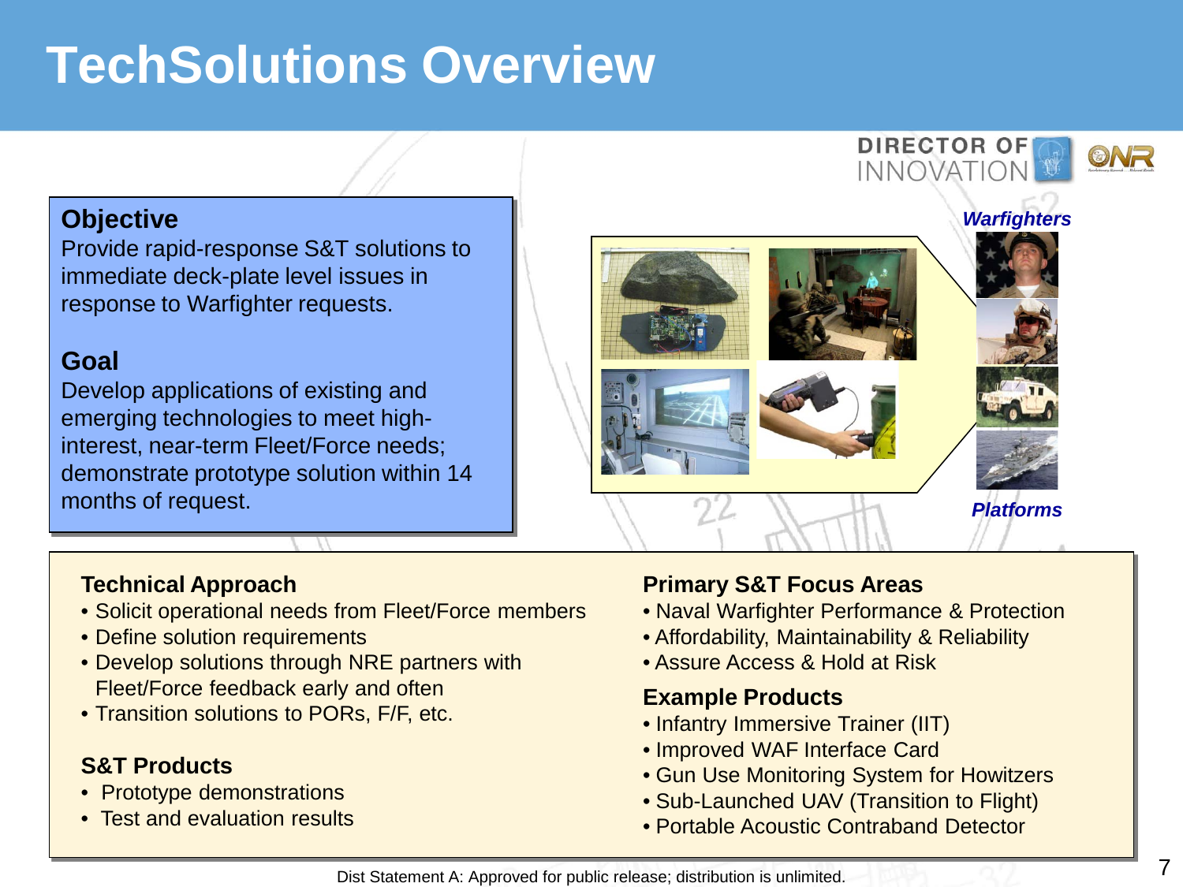# TechSolutions Overview

**Objective**

Provide rapid-response S&T solutions to immediate deck-plate level issues in response to Warfighter requests.

**Goal**

Develop applications of existing and emerging technologies to meet high-interest, near-term Fleet/Force needs; demonstrate prototype solution within 14 months of request.

*Warfighters*

*Platforms*

**Technical Approach**

- Solicit operational needs from Fleet/Force members
- Define solution requirements
- Develop solutions through NRE partners with Fleet/Force feedback early and often
- Transition solutions to PORs, F/F, etc.

**S&T Products**

- Prototype demonstrations
- Test and evaluation results

**Primary S&T Focus Areas**

- Naval Warfighter Performance & Protection
- Affordability, Maintainability & Reliability
- Assure Access & Hold at Risk

**Example Products**

- Infantry Immersive Trainer (IIT)
- Improved WAF Interface Card
- Gun Use Monitoring System for Howitzers
- Sub-Launched UAV (Transition to Flight)
- Portable Acoustic Contraband Detector

Dist Statement A: Approved for public release; distribution is unlimited.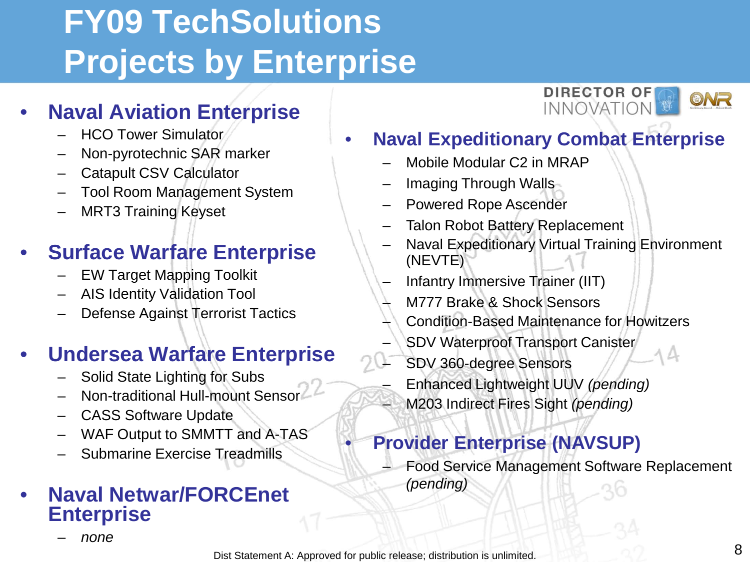# FY09 TechSolutions Projects by Enterprise

- **Naval Aviation Enterprise**
  - HCO Tower Simulator
  - Non-pyrotechnic SAR marker
  - Catapult CSV Calculator
  - Tool Room Management System
  - MRT3 Training Keyset
- **Surface Warfare Enterprise**
  - EW Target Mapping Toolkit
  - AIS Identity Validation Tool
  - Defense Against Terrorist Tactics
- **Undersea Warfare Enterprise**
  - Solid State Lighting for Subs
  - Non-traditional Hull-mount Sensor
  - CASS Software Update
  - WAF Output to SMMTT and A-TAS
  - Submarine Exercise Treadmills
- **Naval Netwar/FORCEnet Enterprise**
  - *none*
- **Naval Expeditionary Combat Enterprise**
  - Mobile Modular C2 in MRAP
  - Imaging Through Walls
  - Powered Rope Ascender
  - Talon Robot Battery Replacement
  - Naval Expeditionary Virtual Training Environment (NEVTE)
  - Infantry Immersive Trainer (IIT)
  - M777 Brake & Shock Sensors
  - Condition-Based Maintenance for Howitzers
  - SDV Waterproof Transport Canister
  - SDV 360-degree Sensors
  - Enhanced Lightweight UUV *(pending)*
  - M203 Indirect Fires Sight *(pending)*
- **Provider Enterprise (NAVSUP)**
  - Food Service Management Software Replacement *(pending)*

Dist Statement A: Approved for public release; distribution is unlimited.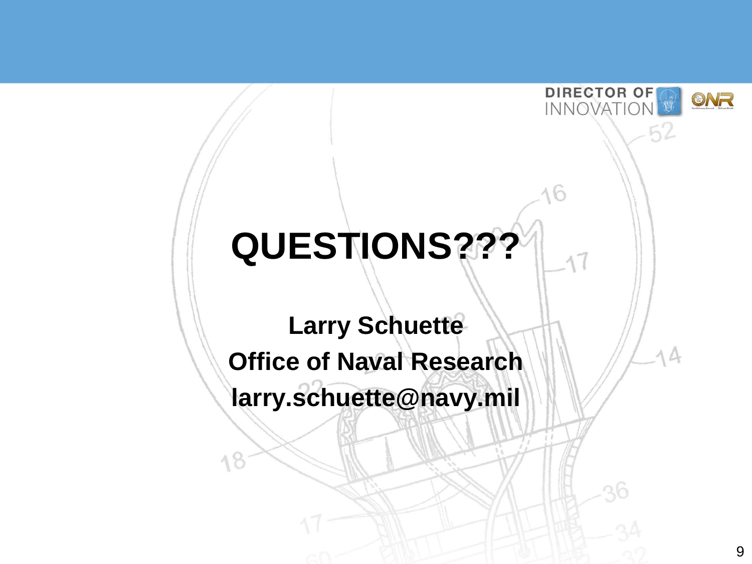# QUESTIONS???

**Larry Schuette**

**Office of Naval Research**

**larry.schuette@navy.mil**